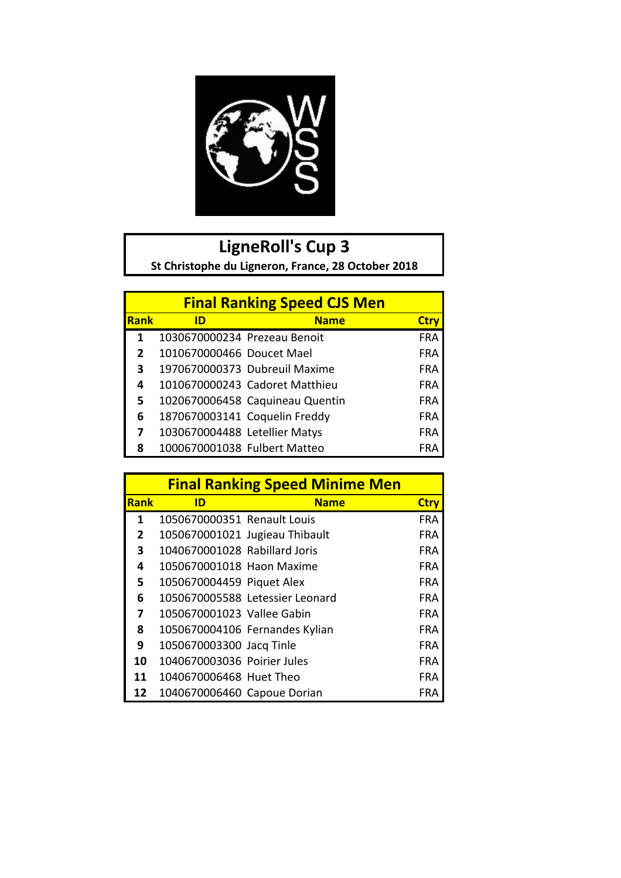# LigneRoll's Cup 3

**St Christophe du Ligneron, France, 28 October 2018**

## Final Ranking Speed CJS Men

| Rank | ID | Name | Ctry |
|---|---|---|---|
| 1 | 1030670000234 | Prezeau Benoit | FRA |
| 2 | 1010670000466 | Doucet Mael | FRA |
| 3 | 1970670000373 | Dubreuil Maxime | FRA |
| 4 | 1010670000243 | Cadoret Matthieu | FRA |
| 5 | 1020670006458 | Caquineau Quentin | FRA |
| 6 | 1870670003141 | Coquelin Freddy | FRA |
| 7 | 1030670004488 | Letellier Matys | FRA |
| 8 | 1000670001038 | Fulbert Matteo | FRA |

## Final Ranking Speed Minime Men

| Rank | ID | Name | Ctry |
|---|---|---|---|
| 1 | 1050670000351 | Renault Louis | FRA |
| 2 | 1050670001021 | Jugieau Thibault | FRA |
| 3 | 1040670001028 | Rabillard Joris | FRA |
| 4 | 1050670001018 | Haon Maxime | FRA |
| 5 | 1050670004459 | Piquet Alex | FRA |
| 6 | 1050670005588 | Letessier Leonard | FRA |
| 7 | 1050670001023 | Vallee Gabin | FRA |
| 8 | 1050670004106 | Fernandes Kylian | FRA |
| 9 | 1050670003300 | Jacq Tinle | FRA |
| 10 | 1040670003036 | Poirier Jules | FRA |
| 11 | 1040670006468 | Huet Theo | FRA |
| 12 | 1040670006460 | Capoue Dorian | FRA |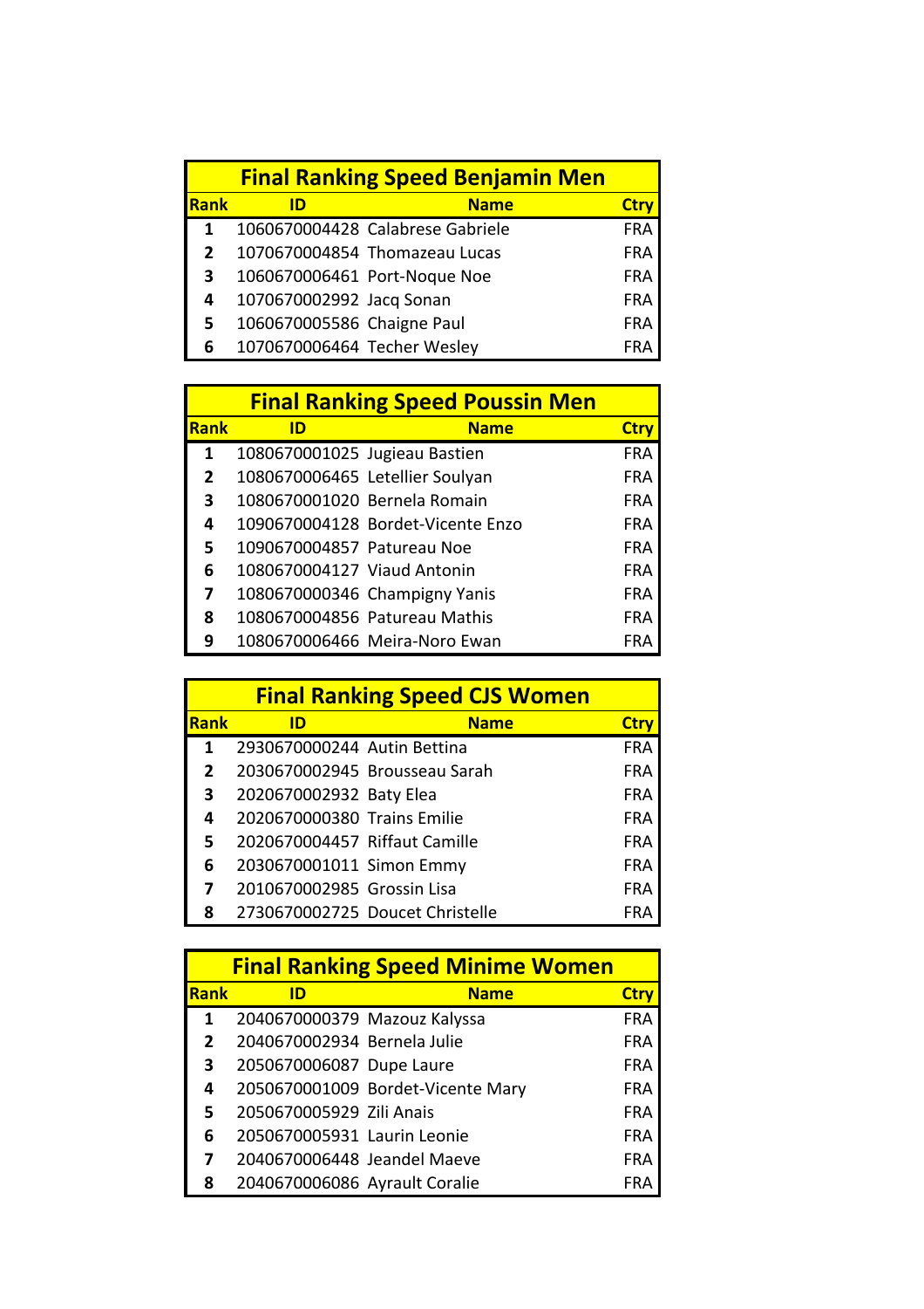## Final Ranking Speed Benjamin Men

| Rank | ID | Name | Ctry |
|---|---|---|---|
| 1 | 1060670004428 | Calabrese Gabriele | FRA |
| 2 | 1070670004854 | Thomazeau Lucas | FRA |
| 3 | 1060670006461 | Port-Noque Noe | FRA |
| 4 | 1070670002992 | Jacq Sonan | FRA |
| 5 | 1060670005586 | Chaigne Paul | FRA |
| 6 | 1070670006464 | Techer Wesley | FRA |

## Final Ranking Speed Poussin Men

| Rank | ID | Name | Ctry |
|---|---|---|---|
| 1 | 1080670001025 | Jugieau Bastien | FRA |
| 2 | 1080670006465 | Letellier Soulyan | FRA |
| 3 | 1080670001020 | Bernela Romain | FRA |
| 4 | 1090670004128 | Bordet-Vicente Enzo | FRA |
| 5 | 1090670004857 | Patureau Noe | FRA |
| 6 | 1080670004127 | Viaud Antonin | FRA |
| 7 | 1080670000346 | Champigny Yanis | FRA |
| 8 | 1080670004856 | Patureau Mathis | FRA |
| 9 | 1080670006466 | Meira-Noro Ewan | FRA |

## Final Ranking Speed CJS Women

| Rank | ID | Name | Ctry |
|---|---|---|---|
| 1 | 2930670000244 | Autin Bettina | FRA |
| 2 | 2030670002945 | Brousseau Sarah | FRA |
| 3 | 2020670002932 | Baty Elea | FRA |
| 4 | 2020670000380 | Trains Emilie | FRA |
| 5 | 2020670004457 | Riffaut Camille | FRA |
| 6 | 2030670001011 | Simon Emmy | FRA |
| 7 | 2010670002985 | Grossin Lisa | FRA |
| 8 | 2730670002725 | Doucet Christelle | FRA |

## Final Ranking Speed Minime Women

| Rank | ID | Name | Ctry |
|---|---|---|---|
| 1 | 2040670000379 | Mazouz Kalyssa | FRA |
| 2 | 2040670002934 | Bernela Julie | FRA |
| 3 | 2050670006087 | Dupe Laure | FRA |
| 4 | 2050670001009 | Bordet-Vicente Mary | FRA |
| 5 | 2050670005929 | Zili Anais | FRA |
| 6 | 2050670005931 | Laurin Leonie | FRA |
| 7 | 2040670006448 | Jeandel Maeve | FRA |
| 8 | 2040670006086 | Ayrault Coralie | FRA |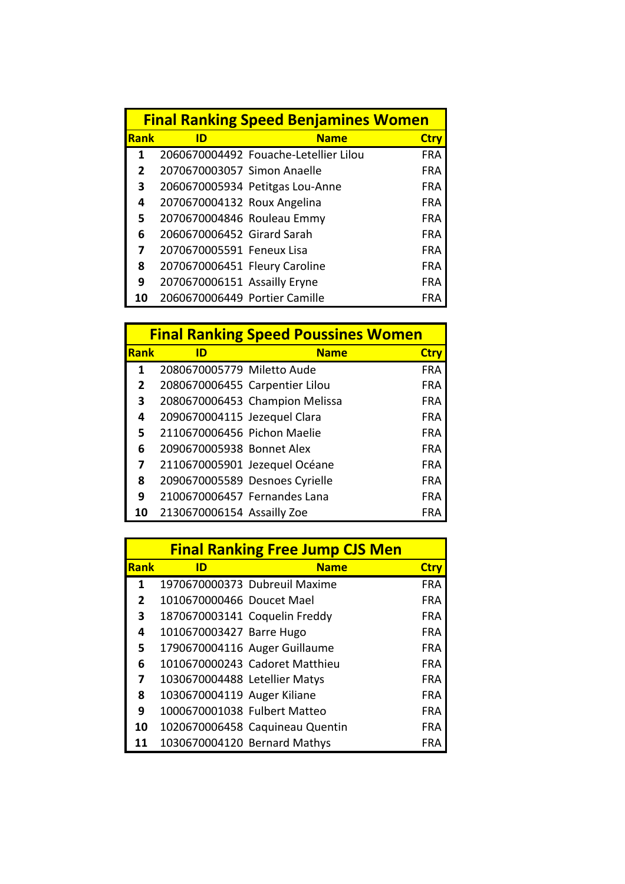## Final Ranking Speed Benjamines Women

| Rank | ID | Name | Ctry |
|---|---|---|---|
| 1 | 2060670004492 | Fouache-Letellier Lilou | FRA |
| 2 | 2070670003057 | Simon Anaelle | FRA |
| 3 | 2060670005934 | Petitgas Lou-Anne | FRA |
| 4 | 2070670004132 | Roux Angelina | FRA |
| 5 | 2070670004846 | Rouleau Emmy | FRA |
| 6 | 2060670006452 | Girard Sarah | FRA |
| 7 | 2070670005591 | Feneux Lisa | FRA |
| 8 | 2070670006451 | Fleury Caroline | FRA |
| 9 | 2070670006151 | Assailly Eryne | FRA |
| 10 | 2060670006449 | Portier Camille | FRA |

## Final Ranking Speed Poussines Women

| Rank | ID | Name | Ctry |
|---|---|---|---|
| 1 | 2080670005779 | Miletto Aude | FRA |
| 2 | 2080670006455 | Carpentier Lilou | FRA |
| 3 | 2080670006453 | Champion Melissa | FRA |
| 4 | 2090670004115 | Jezequel Clara | FRA |
| 5 | 2110670006456 | Pichon Maelie | FRA |
| 6 | 2090670005938 | Bonnet Alex | FRA |
| 7 | 2110670005901 | Jezequel Océane | FRA |
| 8 | 2090670005589 | Desnoes Cyrielle | FRA |
| 9 | 2100670006457 | Fernandes Lana | FRA |
| 10 | 2130670006154 | Assailly Zoe | FRA |

## Final Ranking Free Jump CJS Men

| Rank | ID | Name | Ctry |
|---|---|---|---|
| 1 | 1970670000373 | Dubreuil Maxime | FRA |
| 2 | 1010670000466 | Doucet Mael | FRA |
| 3 | 1870670003141 | Coquelin Freddy | FRA |
| 4 | 1010670003427 | Barre Hugo | FRA |
| 5 | 1790670004116 | Auger Guillaume | FRA |
| 6 | 1010670000243 | Cadoret Matthieu | FRA |
| 7 | 1030670004488 | Letellier Matys | FRA |
| 8 | 1030670004119 | Auger Kiliane | FRA |
| 9 | 1000670001038 | Fulbert Matteo | FRA |
| 10 | 1020670006458 | Caquineau Quentin | FRA |
| 11 | 1030670004120 | Bernard Mathys | FRA |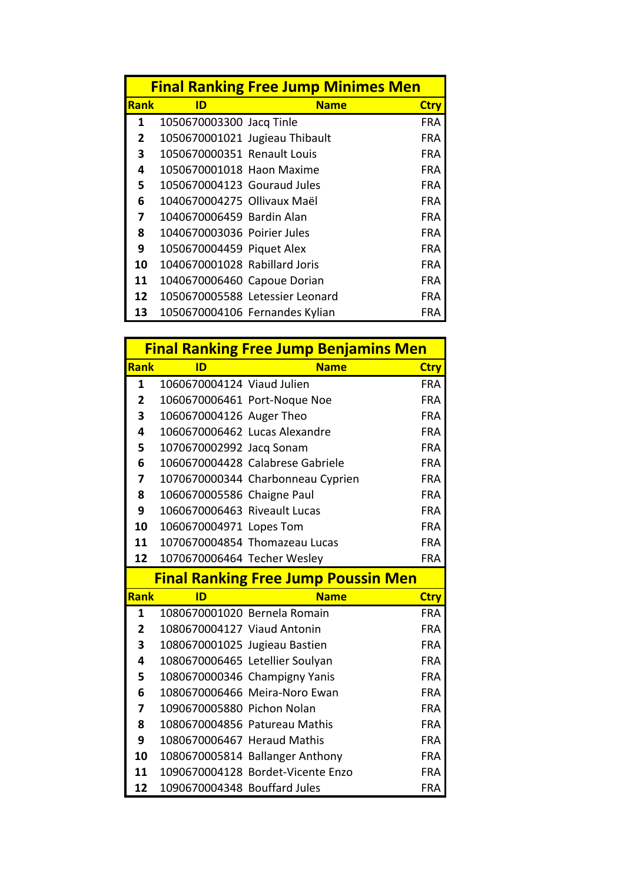## Final Ranking Free Jump Minimes Men

| Rank | ID | Name | Ctry |
|---|---|---|---|
| 1 | 1050670003300 | Jacq Tinle | FRA |
| 2 | 1050670001021 | Jugieau Thibault | FRA |
| 3 | 1050670000351 | Renault Louis | FRA |
| 4 | 1050670001018 | Haon Maxime | FRA |
| 5 | 1050670004123 | Gouraud Jules | FRA |
| 6 | 1040670004275 | Ollivaux Maël | FRA |
| 7 | 1040670006459 | Bardin Alan | FRA |
| 8 | 1040670003036 | Poirier Jules | FRA |
| 9 | 1050670004459 | Piquet Alex | FRA |
| 10 | 1040670001028 | Rabillard Joris | FRA |
| 11 | 1040670006460 | Capoue Dorian | FRA |
| 12 | 1050670005588 | Letessier Leonard | FRA |
| 13 | 1050670004106 | Fernandes Kylian | FRA |

## Final Ranking Free Jump Benjamins Men

| Rank | ID | Name | Ctry |
|---|---|---|---|
| 1 | 1060670004124 | Viaud Julien | FRA |
| 2 | 1060670006461 | Port-Noque Noe | FRA |
| 3 | 1060670004126 | Auger Theo | FRA |
| 4 | 1060670006462 | Lucas Alexandre | FRA |
| 5 | 1070670002992 | Jacq Sonam | FRA |
| 6 | 1060670004428 | Calabrese Gabriele | FRA |
| 7 | 1070670000344 | Charbonneau Cyprien | FRA |
| 8 | 1060670005586 | Chaigne Paul | FRA |
| 9 | 1060670006463 | Riveault Lucas | FRA |
| 10 | 1060670004971 | Lopes Tom | FRA |
| 11 | 1070670004854 | Thomazeau Lucas | FRA |
| 12 | 1070670006464 | Techer Wesley | FRA |

## Final Ranking Free Jump Poussin Men

| Rank | ID | Name | Ctry |
|---|---|---|---|
| 1 | 1080670001020 | Bernela Romain | FRA |
| 2 | 1080670004127 | Viaud Antonin | FRA |
| 3 | 1080670001025 | Jugieau Bastien | FRA |
| 4 | 1080670006465 | Letellier Soulyan | FRA |
| 5 | 1080670000346 | Champigny Yanis | FRA |
| 6 | 1080670006466 | Meira-Noro Ewan | FRA |
| 7 | 1090670005880 | Pichon Nolan | FRA |
| 8 | 1080670004856 | Patureau Mathis | FRA |
| 9 | 1080670006467 | Heraud Mathis | FRA |
| 10 | 1080670005814 | Ballanger Anthony | FRA |
| 11 | 1090670004128 | Bordet-Vicente Enzo | FRA |
| 12 | 1090670004348 | Bouffard Jules | FRA |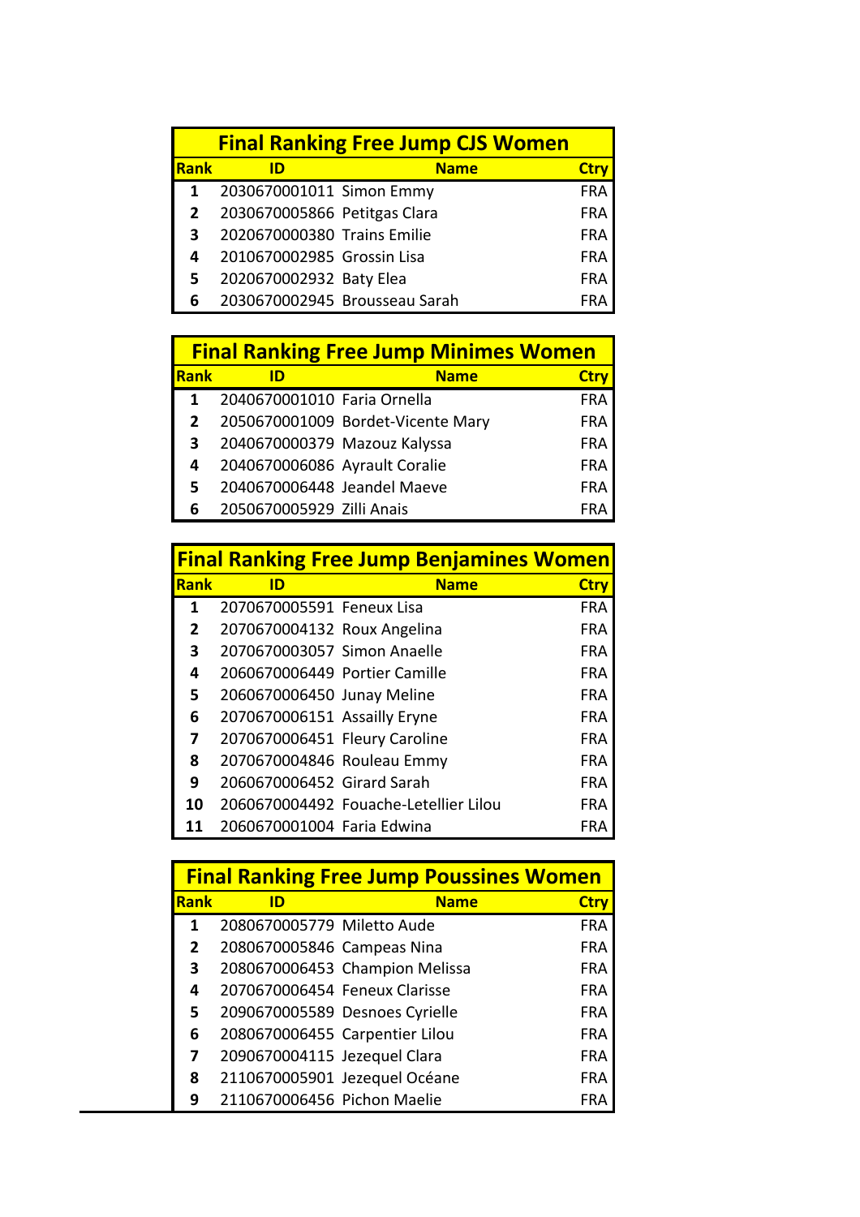## Final Ranking Free Jump CJS Women

| Rank | ID | Name | Ctry |
|---|---|---|---|
| 1 | 2030670001011 | Simon Emmy | FRA |
| 2 | 2030670005866 | Petitgas Clara | FRA |
| 3 | 2020670000380 | Trains Emilie | FRA |
| 4 | 2010670002985 | Grossin Lisa | FRA |
| 5 | 2020670002932 | Baty Elea | FRA |
| 6 | 2030670002945 | Brousseau Sarah | FRA |

## Final Ranking Free Jump Minimes Women

| Rank | ID | Name | Ctry |
|---|---|---|---|
| 1 | 2040670001010 | Faria Ornella | FRA |
| 2 | 2050670001009 | Bordet-Vicente Mary | FRA |
| 3 | 2040670000379 | Mazouz Kalyssa | FRA |
| 4 | 2040670006086 | Ayrault Coralie | FRA |
| 5 | 2040670006448 | Jeandel Maeve | FRA |
| 6 | 2050670005929 | Zilli Anais | FRA |

## Final Ranking Free Jump Benjamines Women

| Rank | ID | Name | Ctry |
|---|---|---|---|
| 1 | 2070670005591 | Feneux Lisa | FRA |
| 2 | 2070670004132 | Roux Angelina | FRA |
| 3 | 2070670003057 | Simon Anaelle | FRA |
| 4 | 2060670006449 | Portier Camille | FRA |
| 5 | 2060670006450 | Junay Meline | FRA |
| 6 | 2070670006151 | Assailly Eryne | FRA |
| 7 | 2070670006451 | Fleury Caroline | FRA |
| 8 | 2070670004846 | Rouleau Emmy | FRA |
| 9 | 2060670006452 | Girard Sarah | FRA |
| 10 | 2060670004492 | Fouache-Letellier Lilou | FRA |
| 11 | 2060670001004 | Faria Edwina | FRA |

## Final Ranking Free Jump Poussines Women

| Rank | ID | Name | Ctry |
|---|---|---|---|
| 1 | 2080670005779 | Miletto Aude | FRA |
| 2 | 2080670005846 | Campeas Nina | FRA |
| 3 | 2080670006453 | Champion Melissa | FRA |
| 4 | 2070670006454 | Feneux Clarisse | FRA |
| 5 | 2090670005589 | Desnoes Cyrielle | FRA |
| 6 | 2080670006455 | Carpentier Lilou | FRA |
| 7 | 2090670004115 | Jezequel Clara | FRA |
| 8 | 2110670005901 | Jezequel Océane | FRA |
| 9 | 2110670006456 | Pichon Maelie | FRA |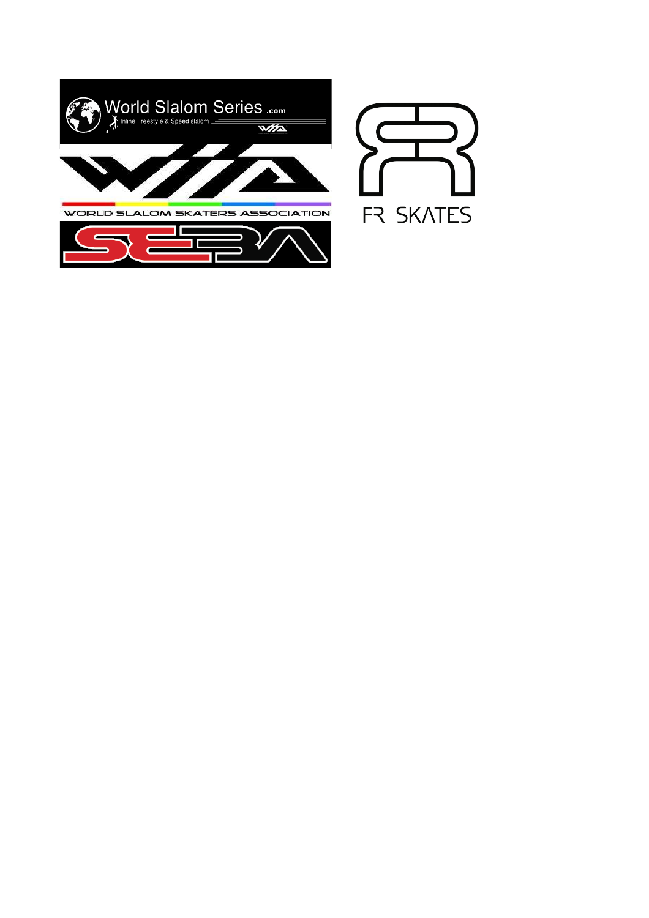World Slalom Series .com

Inline Freestyle & Speed slalom

WORLD SLALOM SKATERS ASSOCIATION

SEBA

FR SKATES